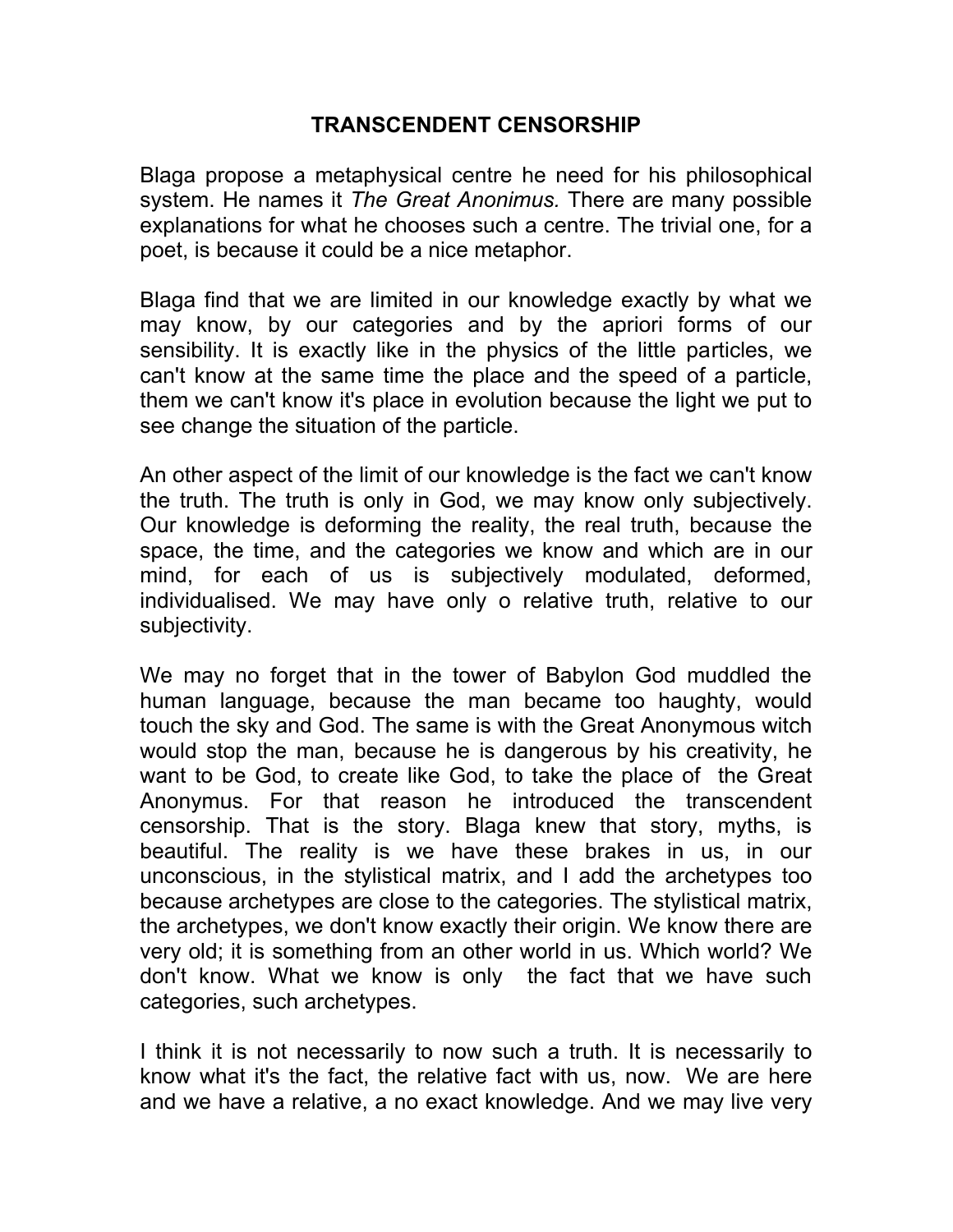# TRANSCENDENT CENSORSHIP

Blaga propose a metaphysical centre he need for his philosophical system. He names it *The Great Anonimus.* There are many possible explanations for what he chooses such a centre. The trivial one, for a poet, is because it could be a nice metaphor.

Blaga find that we are limited in our knowledge exactly by what we may know, by our categories and by the apriori forms of our sensibility. It is exactly like in the physics of the little particles, we can't know at the same time the place and the speed of a particle, them we can't know it's place in evolution because the light we put to see change the situation of the particle.

An other aspect of the limit of our knowledge is the fact we can't know the truth. The truth is only in God, we may know only subjectively. Our knowledge is deforming the reality, the real truth, because the space, the time, and the categories we know and which are in our mind, for each of us is subjectively modulated, deformed, individualised. We may have only o relative truth, relative to our subjectivity.

We may no forget that in the tower of Babylon God muddled the human language, because the man became too haughty, would touch the sky and God. The same is with the Great Anonymous witch would stop the man, because he is dangerous by his creativity, he want to be God, to create like God, to take the place of the Great Anonymus. For that reason he introduced the transcendent censorship. That is the story. Blaga knew that story, myths, is beautiful. The reality is we have these brakes in us, in our unconscious, in the stylistical matrix, and I add the archetypes too because archetypes are close to the categories. The stylistical matrix, the archetypes, we don't know exactly their origin. We know there are very old; it is something from an other world in us. Which world? We don't know. What we know is only the fact that we have such categories, such archetypes.

I think it is not necessarily to now such a truth. It is necessarily to know what it's the fact, the relative fact with us, now. We are here and we have a relative, a no exact knowledge. And we may live very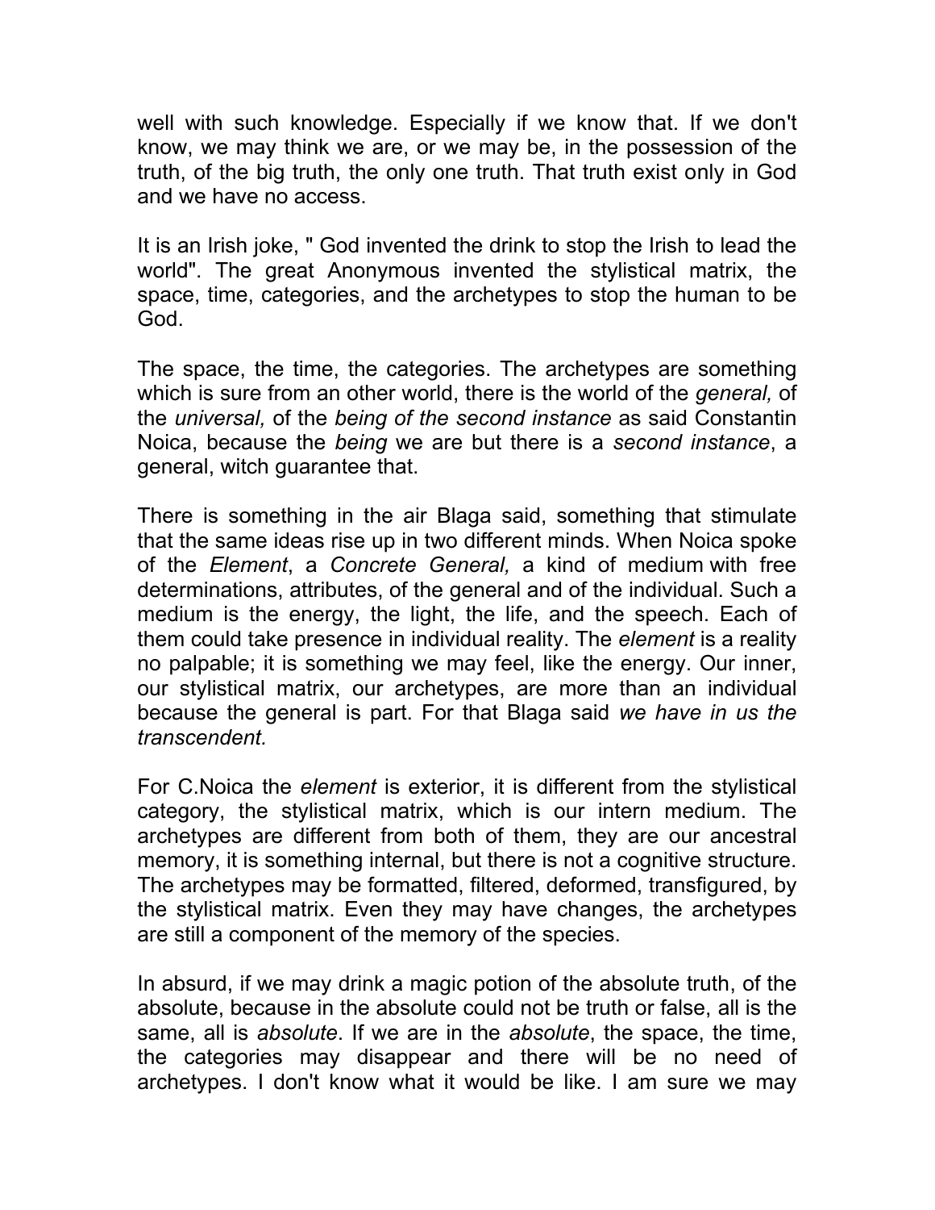well with such knowledge. Especially if we know that. If we don't know, we may think we are, or we may be, in the possession of the truth, of the big truth, the only one truth. That truth exist only in God and we have no access.

It is an Irish joke, " God invented the drink to stop the Irish to lead the world". The great Anonymous invented the stylistical matrix, the space, time, categories, and the archetypes to stop the human to be God.

The space, the time, the categories. The archetypes are something which is sure from an other world, there is the world of the *general,* of the *universal,* of the *being of the second instance* as said Constantin Noica, because the *being* we are but there is a *second instance*, a general, witch guarantee that.

There is something in the air Blaga said, something that stimulate that the same ideas rise up in two different minds. When Noica spoke of the *Element*, a *Concrete General,* a kind of medium with free determinations, attributes, of the general and of the individual. Such a medium is the energy, the light, the life, and the speech. Each of them could take presence in individual reality. The *element* is a reality no palpable; it is something we may feel, like the energy. Our inner, our stylistical matrix, our archetypes, are more than an individual because the general is part. For that Blaga said *we have in us the transcendent.*

For C.Noica the *element* is exterior, it is different from the stylistical category, the stylistical matrix, which is our intern medium. The archetypes are different from both of them, they are our ancestral memory, it is something internal, but there is not a cognitive structure. The archetypes may be formatted, filtered, deformed, transfigured, by the stylistical matrix. Even they may have changes, the archetypes are still a component of the memory of the species.

In absurd, if we may drink a magic potion of the absolute truth, of the absolute, because in the absolute could not be truth or false, all is the same, all is *absolute*. If we are in the *absolute*, the space, the time, the categories may disappear and there will be no need of archetypes. I don't know what it would be like. I am sure we may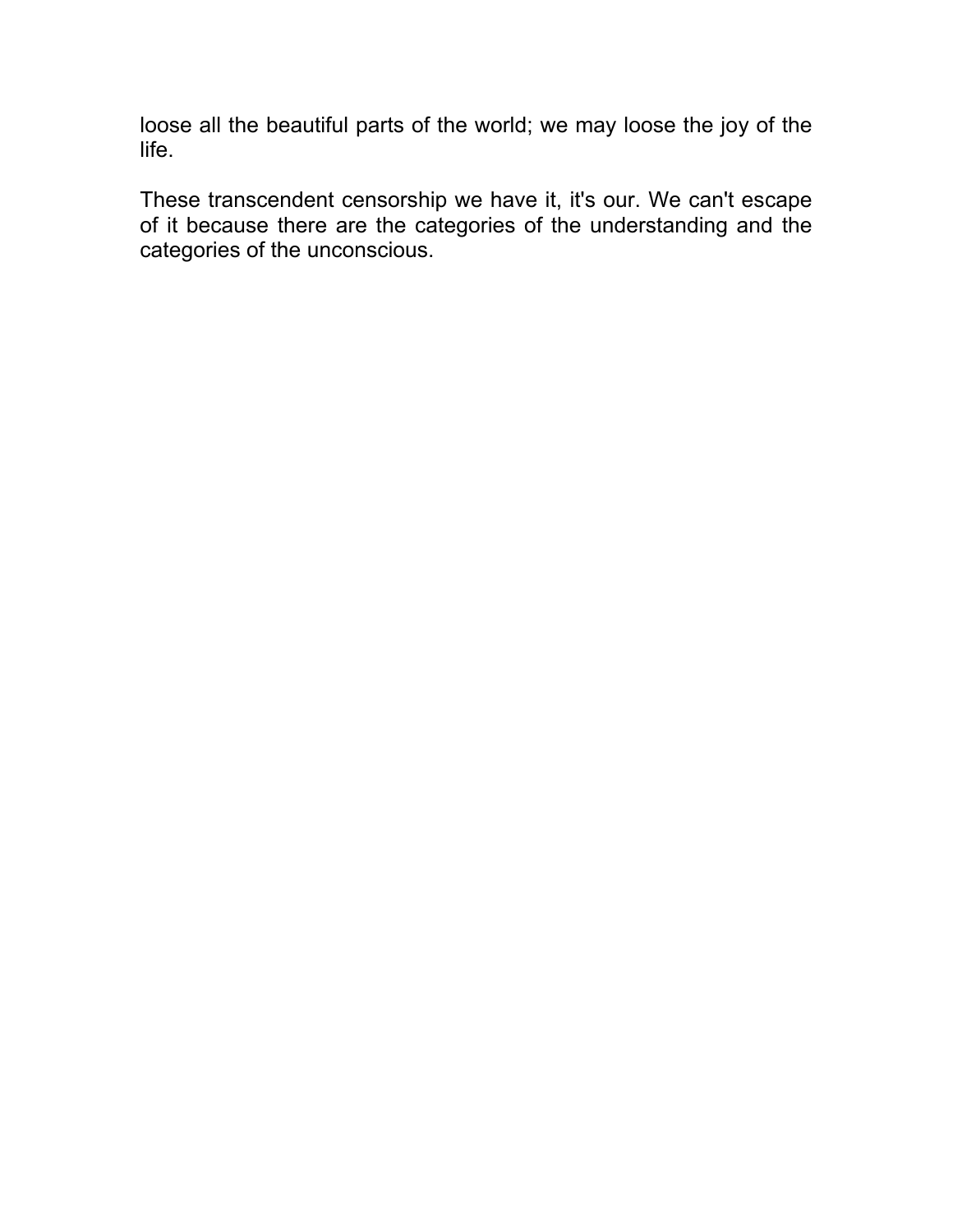loose all the beautiful parts of the world; we may loose the joy of the life.

These transcendent censorship we have it, it's our. We can't escape of it because there are the categories of the understanding and the categories of the unconscious.